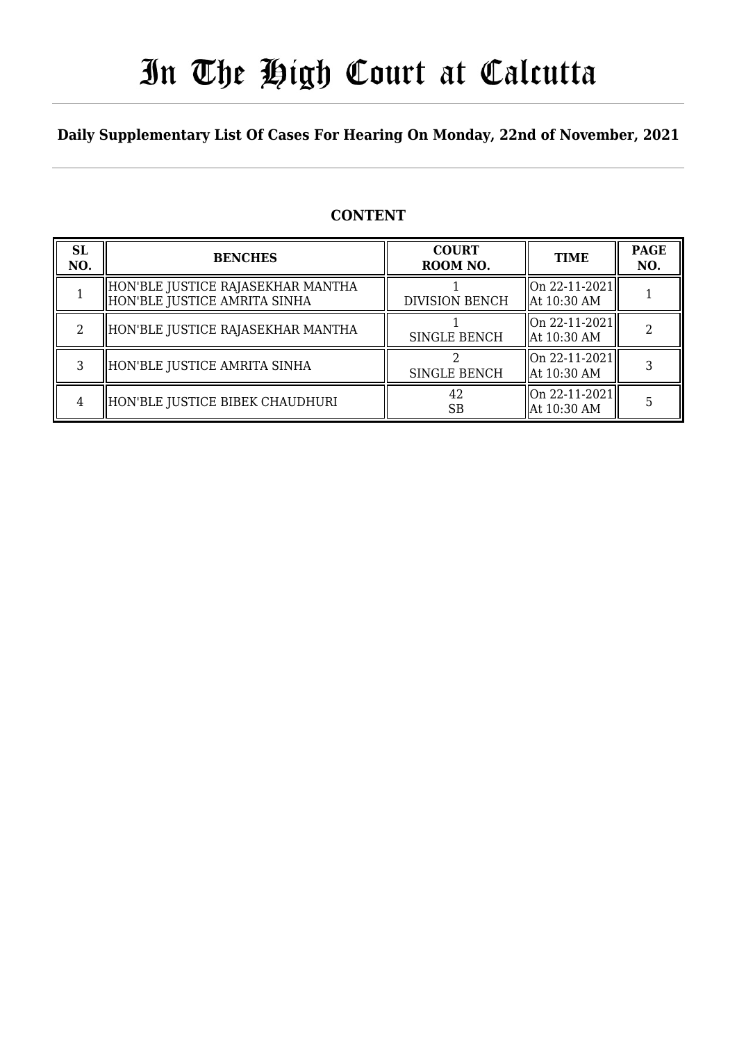# In The High Court at Calcutta

**Daily Supplementary List Of Cases For Hearing On Monday, 22nd of November, 2021**

## CONTENT

| SL NO. | BENCHES | COURT ROOM NO. | TIME | PAGE NO. |
|---|---|---|---|---|
| 1 | HON'BLE JUSTICE RAJASEKHAR MANTHA<br>HON'BLE JUSTICE AMRITA SINHA | 1<br>DIVISION BENCH | On 22-11-2021<br>At 10:30 AM | 1 |
| 2 | HON'BLE JUSTICE RAJASEKHAR MANTHA | 1<br>SINGLE BENCH | On 22-11-2021<br>At 10:30 AM | 2 |
| 3 | HON'BLE JUSTICE AMRITA SINHA | 2<br>SINGLE BENCH | On 22-11-2021<br>At 10:30 AM | 3 |
| 4 | HON'BLE JUSTICE BIBEK CHAUDHURI | 42<br>SB | On 22-11-2021<br>At 10:30 AM | 5 |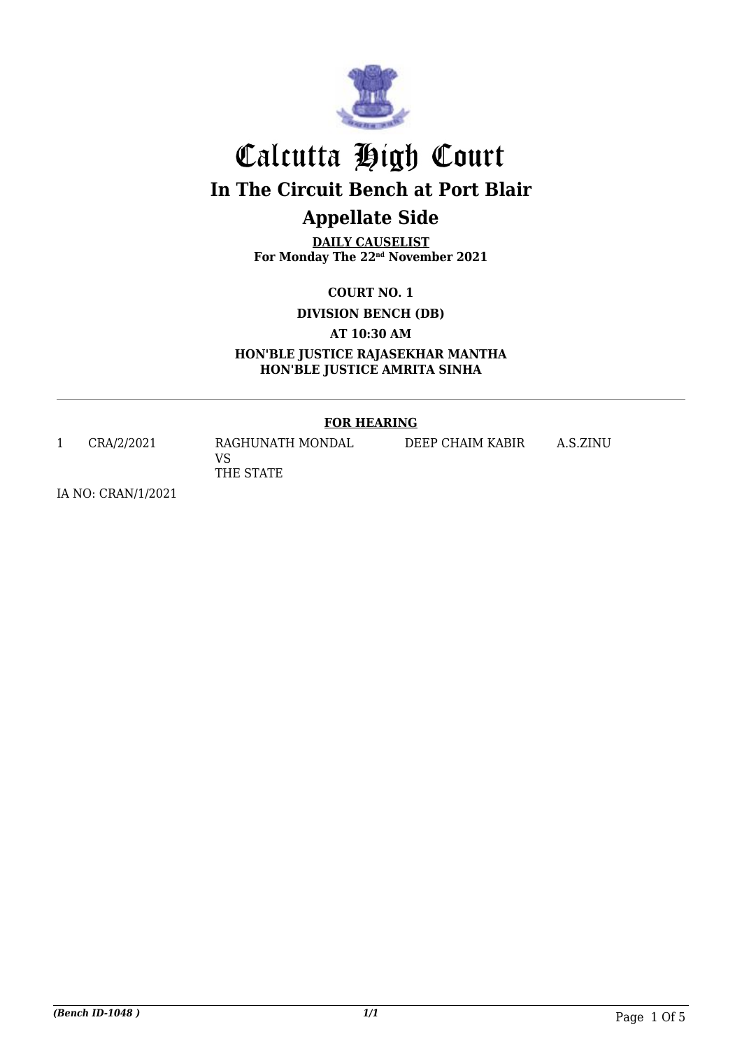# Calcutta High Court

## In The Circuit Bench at Port Blair

## Appellate Side

**DAILY CAUSELIST**
**For Monday The 22nd November 2021**

**COURT NO. 1**

**DIVISION BENCH (DB)**

**AT 10:30 AM**

**HON'BLE JUSTICE RAJASEKHAR MANTHA**
**HON'BLE JUSTICE AMRITA SINHA**

---

**FOR HEARING**

| | | | | |
|---|---|---|---|---|
| 1 | CRA/2/2021 | RAGHUNATH MONDAL VS THE STATE | DEEP CHAIM KABIR | A.S.ZINU |

IA NO: CRAN/1/2021

*(Bench ID-1048 )* *1/1*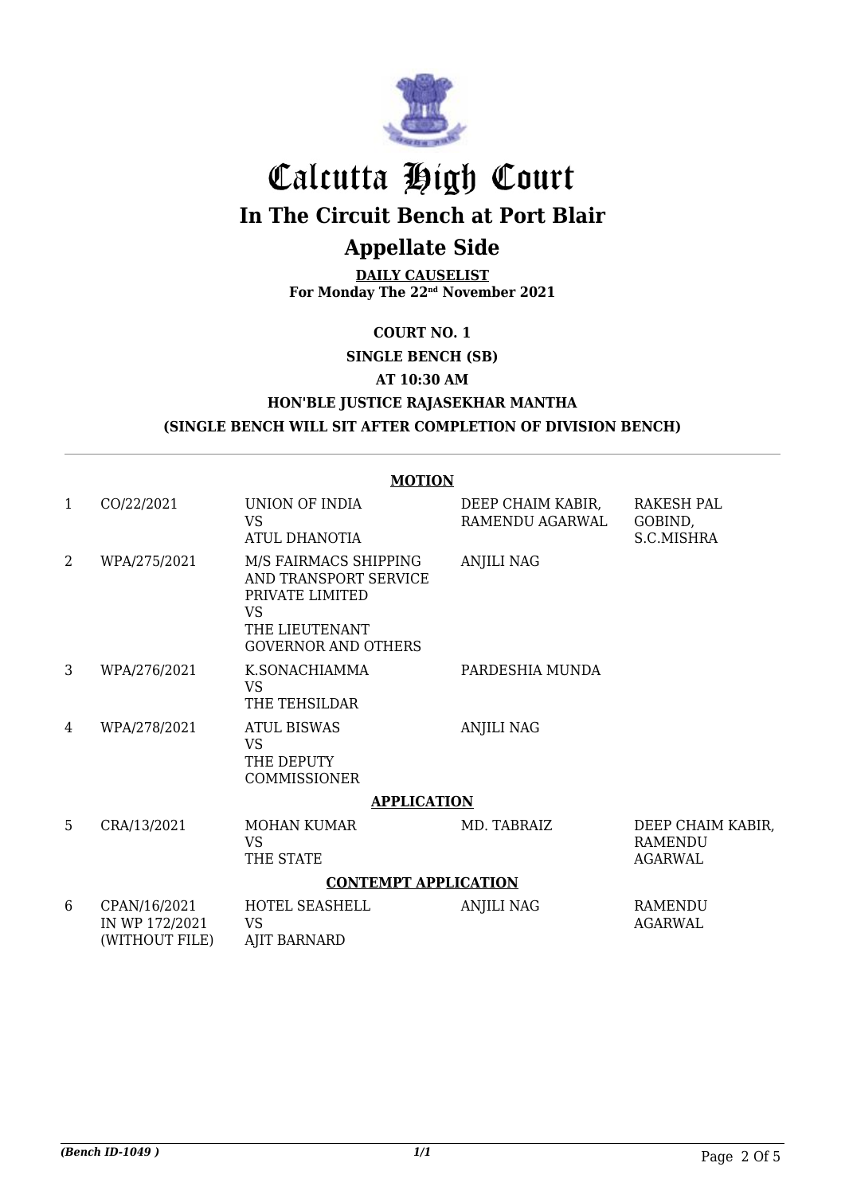# Calcutta High Court

## In The Circuit Bench at Port Blair

## Appellate Side

**DAILY CAUSELIST**
**For Monday The 22nd November 2021**

**COURT NO. 1**

**SINGLE BENCH (SB)**

**AT 10:30 AM**

**HON'BLE JUSTICE RAJASEKHAR MANTHA**

**(SINGLE BENCH WILL SIT AFTER COMPLETION OF DIVISION BENCH)**

**MOTION**

| | | | | |
|---|---|---|---|---|
| 1 | CO/22/2021 | UNION OF INDIA VS ATUL DHANOTIA | DEEP CHAIM KABIR, RAMENDU AGARWAL | RAKESH PAL GOBIND, S.C.MISHRA |
| 2 | WPA/275/2021 | M/S FAIRMACS SHIPPING AND TRANSPORT SERVICE PRIVATE LIMITED VS THE LIEUTENANT GOVERNOR AND OTHERS | ANJILI NAG | |
| 3 | WPA/276/2021 | K.SONACHIAMMA VS THE TEHSILDAR | PARDESHIA MUNDA | |
| 4 | WPA/278/2021 | ATUL BISWAS VS THE DEPUTY COMMISSIONER | ANJILI NAG | |

**APPLICATION**

| | | | | |
|---|---|---|---|---|
| 5 | CRA/13/2021 | MOHAN KUMAR VS THE STATE | MD. TABRAIZ | DEEP CHAIM KABIR, RAMENDU AGARWAL |

**CONTEMPT APPLICATION**

| | | | | |
|---|---|---|---|---|
| 6 | CPAN/16/2021 IN WP 172/2021 (WITHOUT FILE) | HOTEL SEASHELL VS AJIT BARNARD | ANJILI NAG | RAMENDU AGARWAL |

*(Bench ID-1049 )*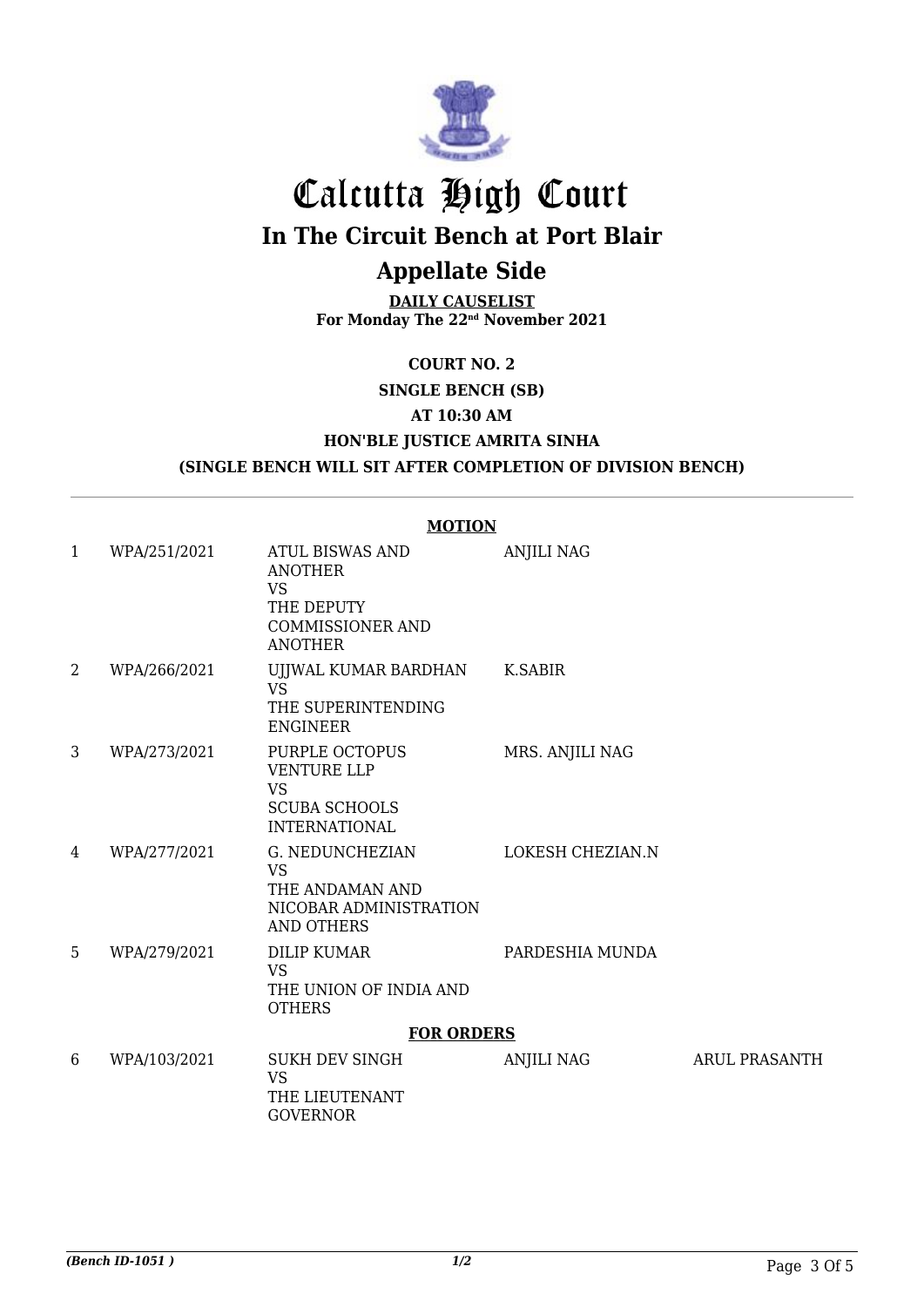# Calcutta High Court

## In The Circuit Bench at Port Blair

## Appellate Side

**DAILY CAUSELIST**
**For Monday The 22nd November 2021**

**COURT NO. 2**

**SINGLE BENCH (SB)**

**AT 10:30 AM**

**HON'BLE JUSTICE AMRITA SINHA**

**(SINGLE BENCH WILL SIT AFTER COMPLETION OF DIVISION BENCH)**

**MOTION**

| | | | | |
|---|---|---|---|---|
| 1 | WPA/251/2021 | ATUL BISWAS AND ANOTHER VS THE DEPUTY COMMISSIONER AND ANOTHER | ANJILI NAG | |
| 2 | WPA/266/2021 | UJJWAL KUMAR BARDHAN VS THE SUPERINTENDING ENGINEER | K.SABIR | |
| 3 | WPA/273/2021 | PURPLE OCTOPUS VENTURE LLP VS SCUBA SCHOOLS INTERNATIONAL | MRS. ANJILI NAG | |
| 4 | WPA/277/2021 | G. NEDUNCHEZIAN VS THE ANDAMAN AND NICOBAR ADMINISTRATION AND OTHERS | LOKESH CHEZIAN.N | |
| 5 | WPA/279/2021 | DILIP KUMAR VS THE UNION OF INDIA AND OTHERS | PARDESHIA MUNDA | |

**FOR ORDERS**

| | | | | |
|---|---|---|---|---|
| 6 | WPA/103/2021 | SUKH DEV SINGH VS THE LIEUTENANT GOVERNOR | ANJILI NAG | ARUL PRASANTH |

*(Bench ID-1051 )* *1/2*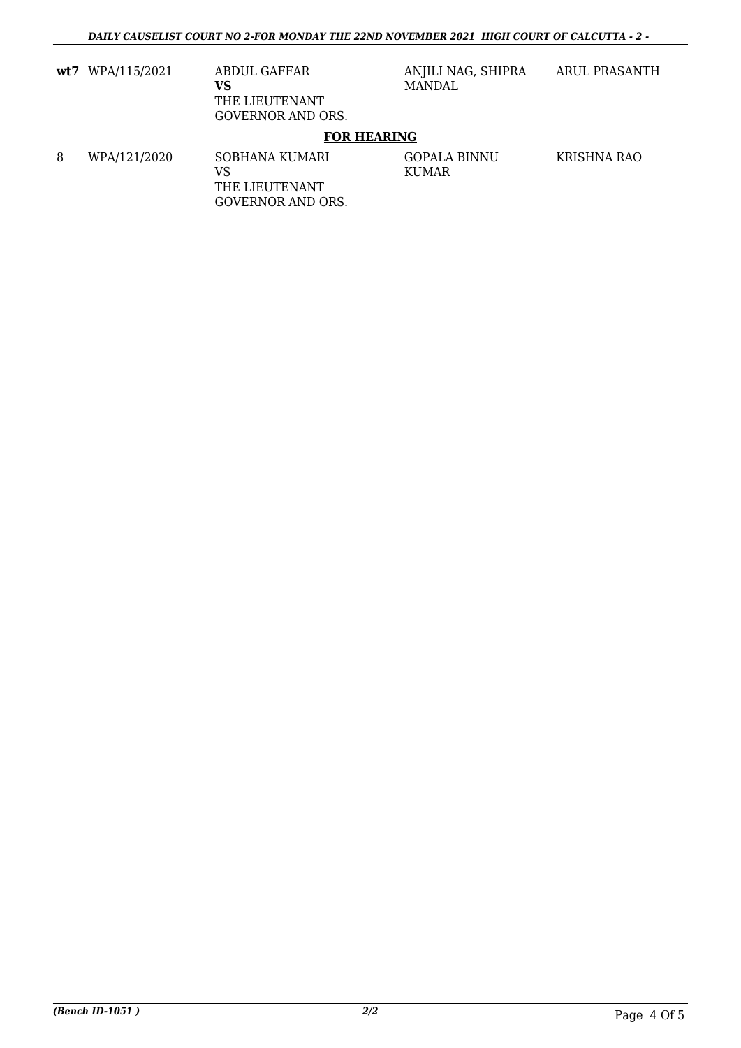| | | | | |
|---|---|---|---|---|
| **wt7** | WPA/115/2021 | ABDUL GAFFAR **VS** THE LIEUTENANT GOVERNOR AND ORS. | ANJILI NAG, SHIPRA MANDAL | ARUL PRASANTH |

**FOR HEARING**

| | | | | |
|---|---|---|---|---|
| 8 | WPA/121/2020 | SOBHANA KUMARI VS THE LIEUTENANT GOVERNOR AND ORS. | GOPALA BINNU KUMAR | KRISHNA RAO |

*(Bench ID-1051 )* ***2/2***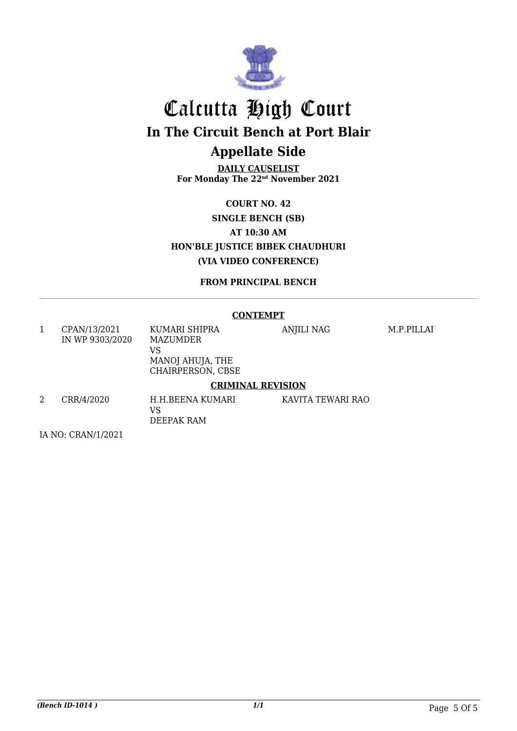# Calcutta High Court

## In The Circuit Bench at Port Blair

## Appellate Side

**DAILY CAUSELIST**
**For Monday The 22nd November 2021**

**COURT NO. 42**
**SINGLE BENCH (SB)**
**AT 10:30 AM**
**HON'BLE JUSTICE BIBEK CHAUDHURI**
**(VIA VIDEO CONFERENCE)**

**FROM PRINCIPAL BENCH**

**CONTEMPT**

| | | | | |
|---|---|---|---|---|
| 1 | CPAN/13/2021 IN WP 9303/2020 | KUMARI SHIPRA MAZUMDER VS MANOJ AHUJA, THE CHAIRPERSON, CBSE | ANJILI NAG | M.P.PILLAI |

**CRIMINAL REVISION**

| | | | | |
|---|---|---|---|---|
| 2 | CRR/4/2020 | H.H.BEENA KUMARI VS DEEPAK RAM | KAVITA TEWARI RAO | |

IA NO: CRAN/1/2021

*(Bench ID-1014 )*